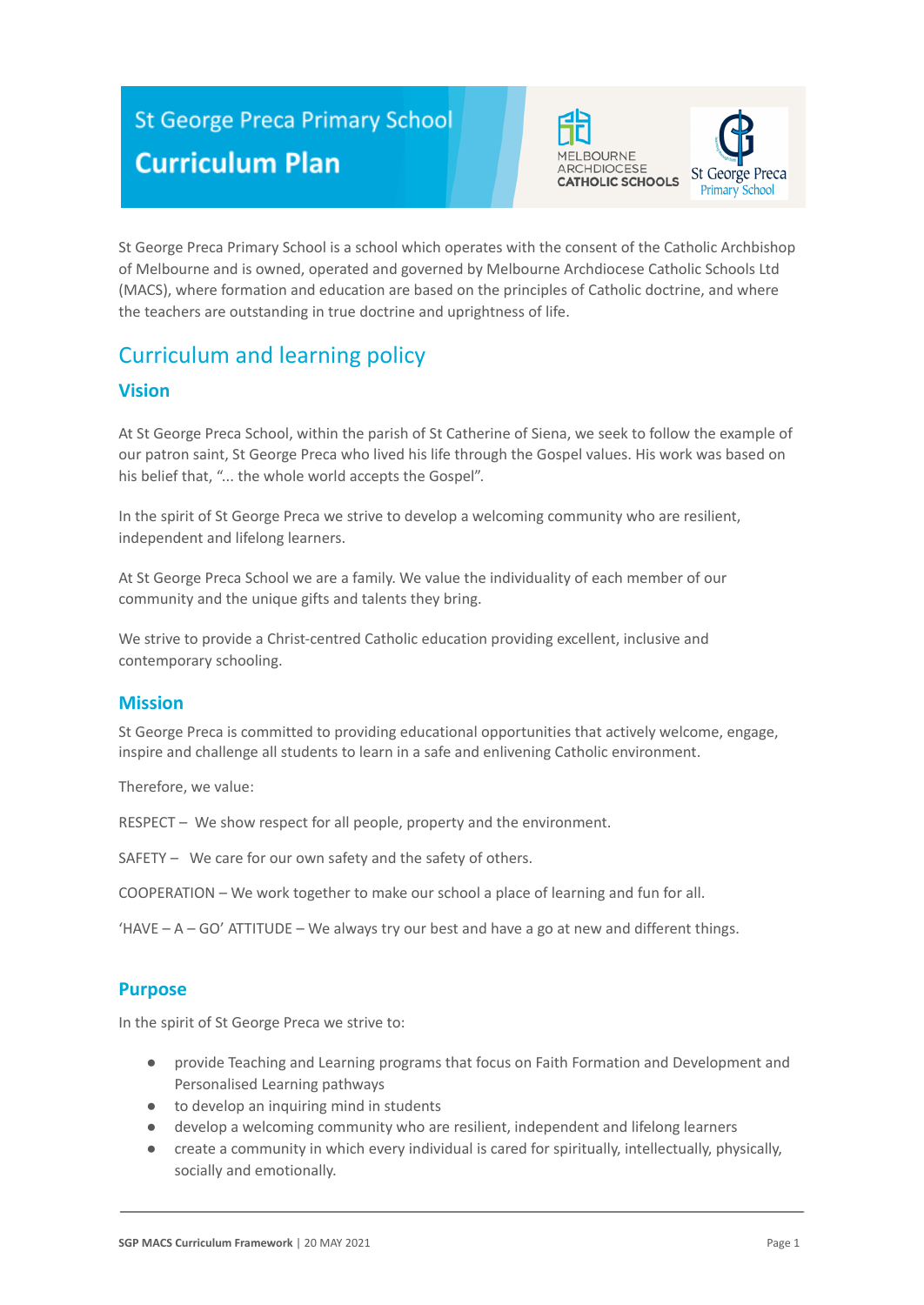# St George Preca Primary School

# Curriculum Plan

St George Preca Primary School is a school which operates with the consent of the Catholic Archbishop of Melbourne and is owned, operated and governed by Melbourne Archdiocese Catholic Schools Ltd (MACS), where formation and education are based on the principles of Catholic doctrine, and where the teachers are outstanding in true doctrine and uprightness of life.

## Curriculum and learning policy

### Vision

At St George Preca School, within the parish of St Catherine of Siena, we seek to follow the example of our patron saint, St George Preca who lived his life through the Gospel values. His work was based on his belief that, "... the whole world accepts the Gospel".

In the spirit of St George Preca we strive to develop a welcoming community who are resilient, independent and lifelong learners.

At St George Preca School we are a family. We value the individuality of each member of our community and the unique gifts and talents they bring.

We strive to provide a Christ-centred Catholic education providing excellent, inclusive and contemporary schooling.

### Mission

St George Preca is committed to providing educational opportunities that actively welcome, engage, inspire and challenge all students to learn in a safe and enlivening Catholic environment.

Therefore, we value:

RESPECT – We show respect for all people, property and the environment.

SAFETY – We care for our own safety and the safety of others.

COOPERATION – We work together to make our school a place of learning and fun for all.

'HAVE – A – GO' ATTITUDE – We always try our best and have a go at new and different things.

### Purpose

In the spirit of St George Preca we strive to:

- provide Teaching and Learning programs that focus on Faith Formation and Development and Personalised Learning pathways
- to develop an inquiring mind in students
- develop a welcoming community who are resilient, independent and lifelong learners
- create a community in which every individual is cared for spiritually, intellectually, physically, socially and emotionally.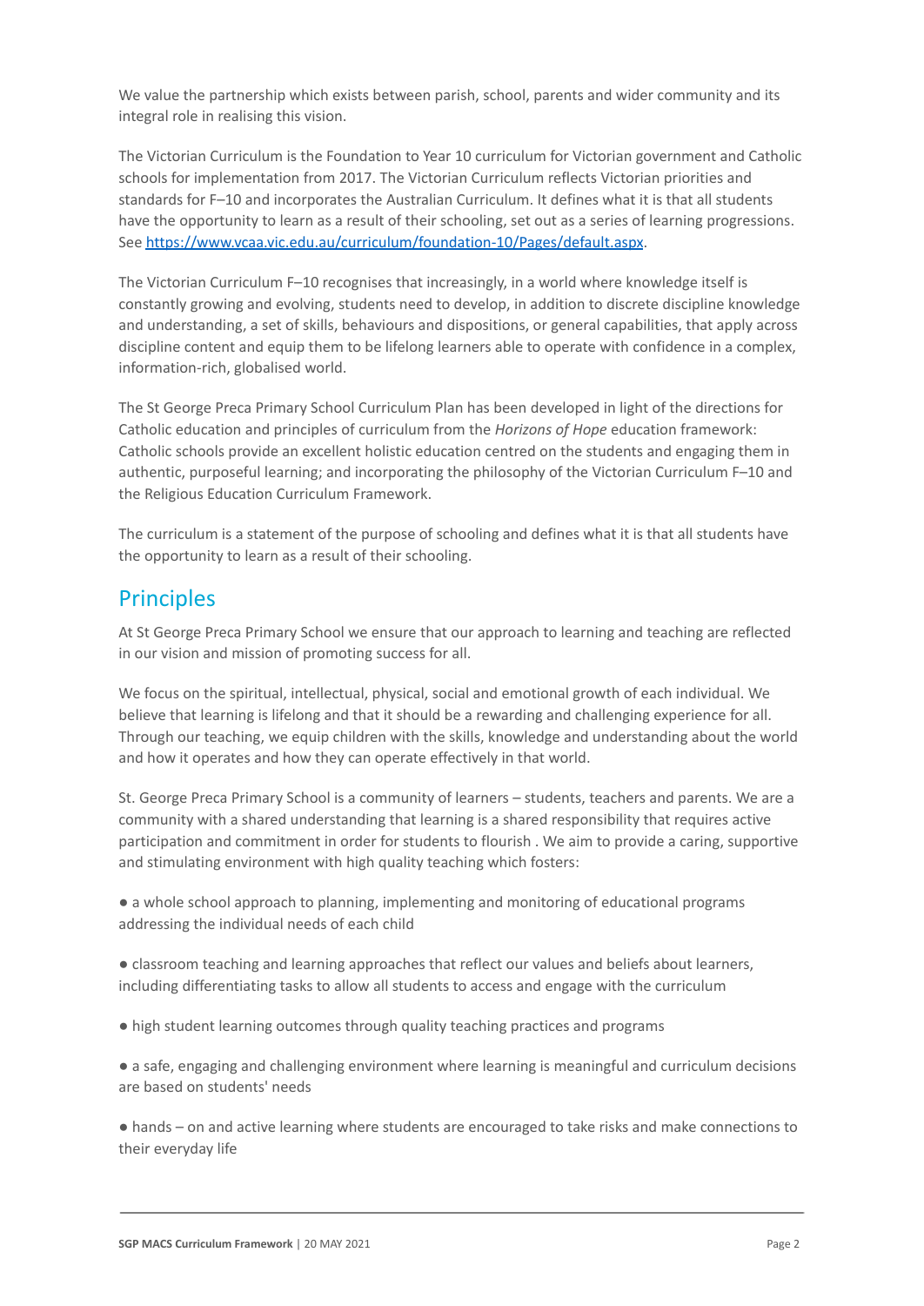We value the partnership which exists between parish, school, parents and wider community and its integral role in realising this vision.

The Victorian Curriculum is the Foundation to Year 10 curriculum for Victorian government and Catholic schools for implementation from 2017. The Victorian Curriculum reflects Victorian priorities and standards for F–10 and incorporates the Australian Curriculum. It defines what it is that all students have the opportunity to learn as a result of their schooling, set out as a series of learning progressions. See https://www.vcaa.vic.edu.au/curriculum/foundation-10/Pages/default.aspx.

The Victorian Curriculum F–10 recognises that increasingly, in a world where knowledge itself is constantly growing and evolving, students need to develop, in addition to discrete discipline knowledge and understanding, a set of skills, behaviours and dispositions, or general capabilities, that apply across discipline content and equip them to be lifelong learners able to operate with confidence in a complex, information-rich, globalised world.

The St George Preca Primary School Curriculum Plan has been developed in light of the directions for Catholic education and principles of curriculum from the *Horizons of Hope* education framework: Catholic schools provide an excellent holistic education centred on the students and engaging them in authentic, purposeful learning; and incorporating the philosophy of the Victorian Curriculum F–10 and the Religious Education Curriculum Framework.

The curriculum is a statement of the purpose of schooling and defines what it is that all students have the opportunity to learn as a result of their schooling.

## Principles

At St George Preca Primary School we ensure that our approach to learning and teaching are reflected in our vision and mission of promoting success for all.

We focus on the spiritual, intellectual, physical, social and emotional growth of each individual. We believe that learning is lifelong and that it should be a rewarding and challenging experience for all. Through our teaching, we equip children with the skills, knowledge and understanding about the world and how it operates and how they can operate effectively in that world.

St. George Preca Primary School is a community of learners – students, teachers and parents. We are a community with a shared understanding that learning is a shared responsibility that requires active participation and commitment in order for students to flourish . We aim to provide a caring, supportive and stimulating environment with high quality teaching which fosters:

- a whole school approach to planning, implementing and monitoring of educational programs addressing the individual needs of each child
- classroom teaching and learning approaches that reflect our values and beliefs about learners, including differentiating tasks to allow all students to access and engage with the curriculum
- high student learning outcomes through quality teaching practices and programs
- a safe, engaging and challenging environment where learning is meaningful and curriculum decisions are based on students' needs
- hands – on and active learning where students are encouraged to take risks and make connections to their everyday life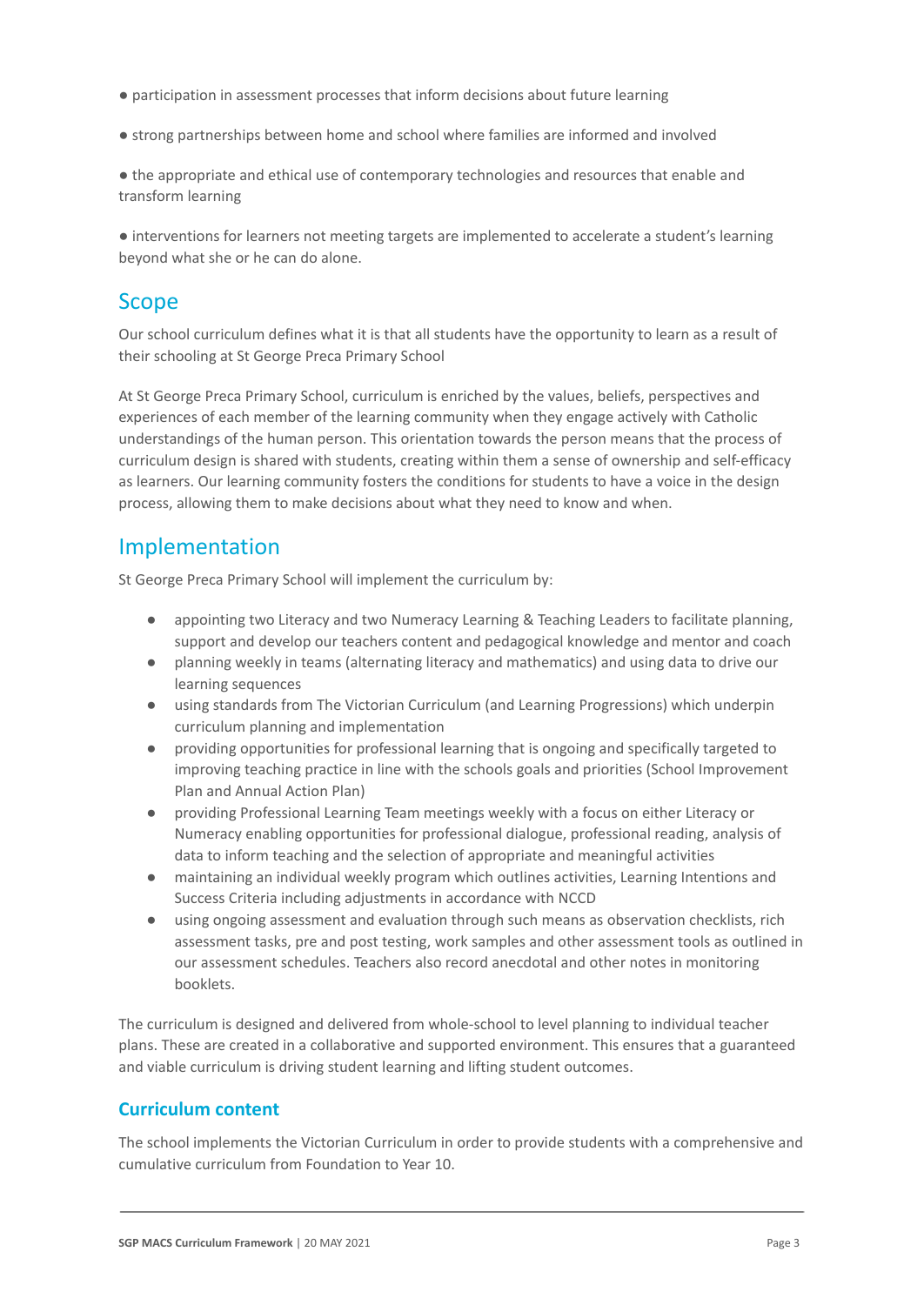- participation in assessment processes that inform decisions about future learning

- strong partnerships between home and school where families are informed and involved

- the appropriate and ethical use of contemporary technologies and resources that enable and transform learning

- interventions for learners not meeting targets are implemented to accelerate a student's learning beyond what she or he can do alone.

## Scope

Our school curriculum defines what it is that all students have the opportunity to learn as a result of their schooling at St George Preca Primary School

At St George Preca Primary School, curriculum is enriched by the values, beliefs, perspectives and experiences of each member of the learning community when they engage actively with Catholic understandings of the human person. This orientation towards the person means that the process of curriculum design is shared with students, creating within them a sense of ownership and self-efficacy as learners. Our learning community fosters the conditions for students to have a voice in the design process, allowing them to make decisions about what they need to know and when.

## Implementation

St George Preca Primary School will implement the curriculum by:

- appointing two Literacy and two Numeracy Learning & Teaching Leaders to facilitate planning, support and develop our teachers content and pedagogical knowledge and mentor and coach
- planning weekly in teams (alternating literacy and mathematics) and using data to drive our learning sequences
- using standards from The Victorian Curriculum (and Learning Progressions) which underpin curriculum planning and implementation
- providing opportunities for professional learning that is ongoing and specifically targeted to improving teaching practice in line with the schools goals and priorities (School Improvement Plan and Annual Action Plan)
- providing Professional Learning Team meetings weekly with a focus on either Literacy or Numeracy enabling opportunities for professional dialogue, professional reading, analysis of data to inform teaching and the selection of appropriate and meaningful activities
- maintaining an individual weekly program which outlines activities, Learning Intentions and Success Criteria including adjustments in accordance with NCCD
- using ongoing assessment and evaluation through such means as observation checklists, rich assessment tasks, pre and post testing, work samples and other assessment tools as outlined in our assessment schedules. Teachers also record anecdotal and other notes in monitoring booklets.

The curriculum is designed and delivered from whole-school to level planning to individual teacher plans. These are created in a collaborative and supported environment. This ensures that a guaranteed and viable curriculum is driving student learning and lifting student outcomes.

### Curriculum content

The school implements the Victorian Curriculum in order to provide students with a comprehensive and cumulative curriculum from Foundation to Year 10.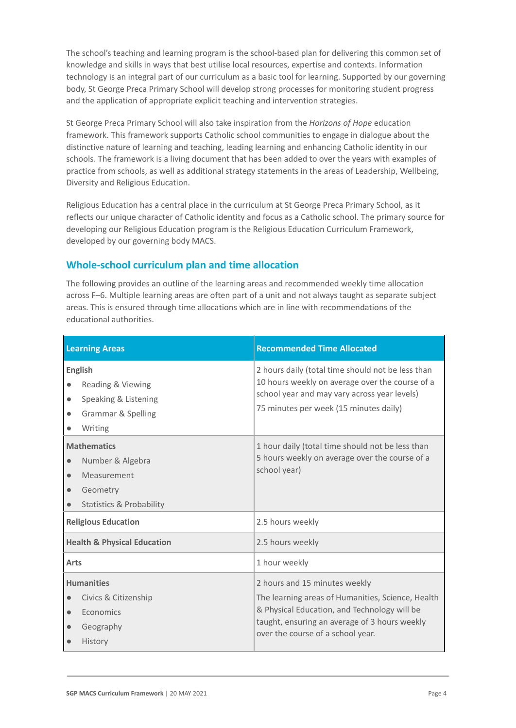The school's teaching and learning program is the school-based plan for delivering this common set of knowledge and skills in ways that best utilise local resources, expertise and contexts. Information technology is an integral part of our curriculum as a basic tool for learning. Supported by our governing body, St George Preca Primary School will develop strong processes for monitoring student progress and the application of appropriate explicit teaching and intervention strategies.

St George Preca Primary School will also take inspiration from the *Horizons of Hope* education framework. This framework supports Catholic school communities to engage in dialogue about the distinctive nature of learning and teaching, leading learning and enhancing Catholic identity in our schools. The framework is a living document that has been added to over the years with examples of practice from schools, as well as additional strategy statements in the areas of Leadership, Wellbeing, Diversity and Religious Education.

Religious Education has a central place in the curriculum at St George Preca Primary School, as it reflects our unique character of Catholic identity and focus as a Catholic school. The primary source for developing our Religious Education program is the Religious Education Curriculum Framework, developed by our governing body MACS.

## Whole-school curriculum plan and time allocation

The following provides an outline of the learning areas and recommended weekly time allocation across F–6. Multiple learning areas are often part of a unit and not always taught as separate subject areas. This is ensured through time allocations which are in line with recommendations of the educational authorities.

| Learning Areas | Recommended Time Allocated |
|---|---|
| **English**<br>• Reading & Viewing<br>• Speaking & Listening<br>• Grammar & Spelling<br>• Writing | 2 hours daily (total time should not be less than 10 hours weekly on average over the course of a school year and may vary across year levels)<br>75 minutes per week (15 minutes daily) |
| **Mathematics**<br>• Number & Algebra<br>• Measurement<br>• Geometry<br>• Statistics & Probability | 1 hour daily (total time should not be less than 5 hours weekly on average over the course of a school year) |
| **Religious Education** | 2.5 hours weekly |
| **Health & Physical Education** | 2.5 hours weekly |
| **Arts** | 1 hour weekly |
| **Humanities**<br>• Civics & Citizenship<br>• Economics<br>• Geography<br>• History | 2 hours and 15 minutes weekly<br>The learning areas of Humanities, Science, Health & Physical Education, and Technology will be taught, ensuring an average of 3 hours weekly over the course of a school year. |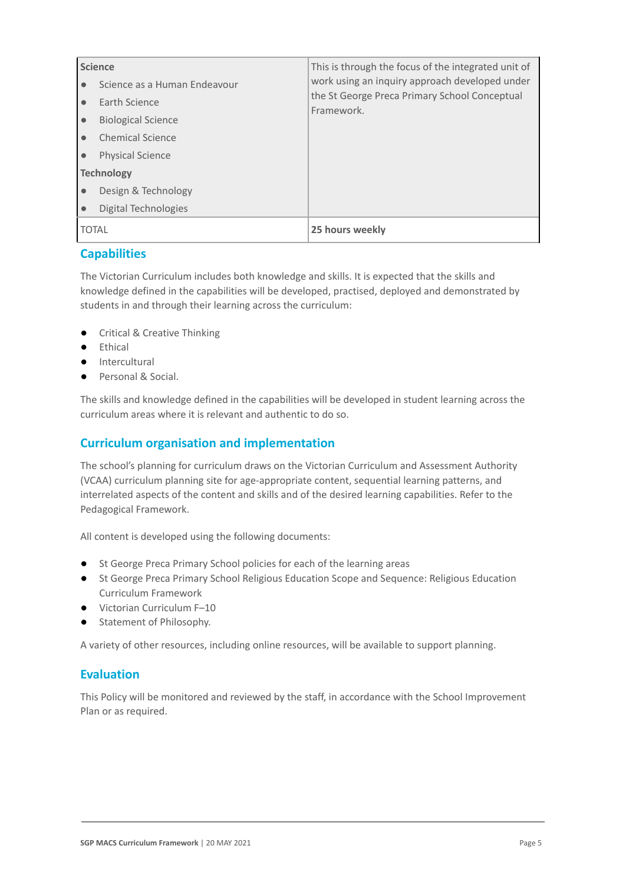| | |
|---|---|
| **Science**<br>● Science as a Human Endeavour<br>● Earth Science<br>● Biological Science<br>● Chemical Science<br>● Physical Science<br>**Technology**<br>● Design & Technology<br>● Digital Technologies | This is through the focus of the integrated unit of work using an inquiry approach developed under the St George Preca Primary School Conceptual Framework. |
| TOTAL | **25 hours weekly** |

## Capabilities

The Victorian Curriculum includes both knowledge and skills. It is expected that the skills and knowledge defined in the capabilities will be developed, practised, deployed and demonstrated by students in and through their learning across the curriculum:

- Critical & Creative Thinking
- Ethical
- Intercultural
- Personal & Social.

The skills and knowledge defined in the capabilities will be developed in student learning across the curriculum areas where it is relevant and authentic to do so.

## Curriculum organisation and implementation

The school's planning for curriculum draws on the Victorian Curriculum and Assessment Authority (VCAA) curriculum planning site for age-appropriate content, sequential learning patterns, and interrelated aspects of the content and skills and of the desired learning capabilities. Refer to the Pedagogical Framework.

All content is developed using the following documents:

- St George Preca Primary School policies for each of the learning areas
- St George Preca Primary School Religious Education Scope and Sequence: Religious Education Curriculum Framework
- Victorian Curriculum F–10
- Statement of Philosophy.

A variety of other resources, including online resources, will be available to support planning.

## Evaluation

This Policy will be monitored and reviewed by the staff, in accordance with the School Improvement Plan or as required.